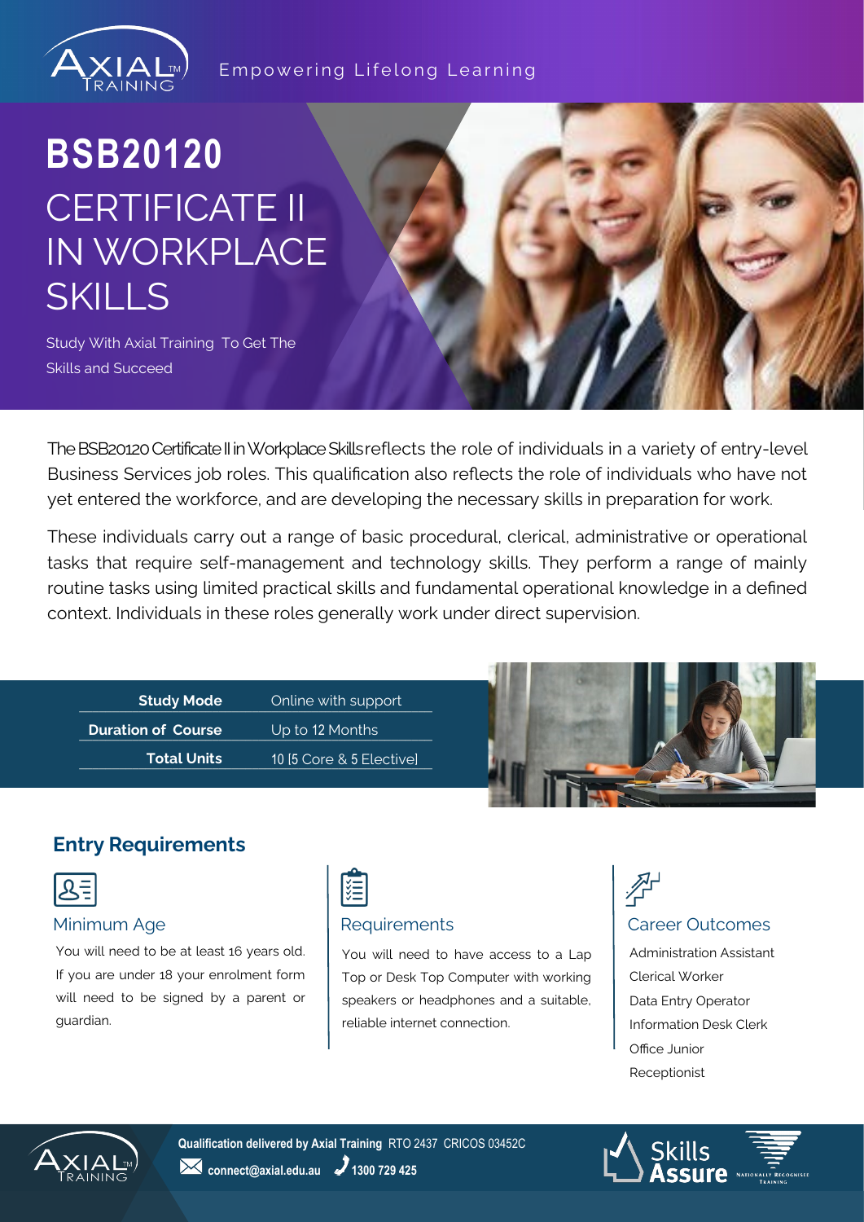Empowering Lifelong Learning

# BSB20120

# CERTIFICATE II IN WORKPLACE SKILLS

Study With Axial Training To Get The Skills and Succeed

The BSB20120 Certificate II in Workplace Skills reflects the role of individuals in a variety of entry-level Business Services job roles. This qualification also reflects the role of individuals who have not yet entered the workforce, and are developing the necessary skills in preparation for work.

These individuals carry out a range of basic procedural, clerical, administrative or operational tasks that require self-management and technology skills. They perform a range of mainly routine tasks using limited practical skills and fundamental operational knowledge in a defined context. Individuals in these roles generally work under direct supervision.

| | |
|---|---|
| **Study Mode** | Online with support |
| **Duration of Course** | Up to 12 Months |
| **Total Units** | 10 [5 Core & 5 Elective] |

## Entry Requirements

### Minimum Age

You will need to be at least 16 years old. If you are under 18 your enrolment form will need to be signed by a parent or guardian.

### Requirements

You will need to have access to a Lap Top or Desk Top Computer with working speakers or headphones and a suitable, reliable internet connection.

### Career Outcomes

Administration Assistant
Clerical Worker
Data Entry Operator
Information Desk Clerk
Office Junior
Receptionist

**Qualification delivered by Axial Training** RTO 2437 CRICOS 03452C
connect@axial.edu.au 1300 729 425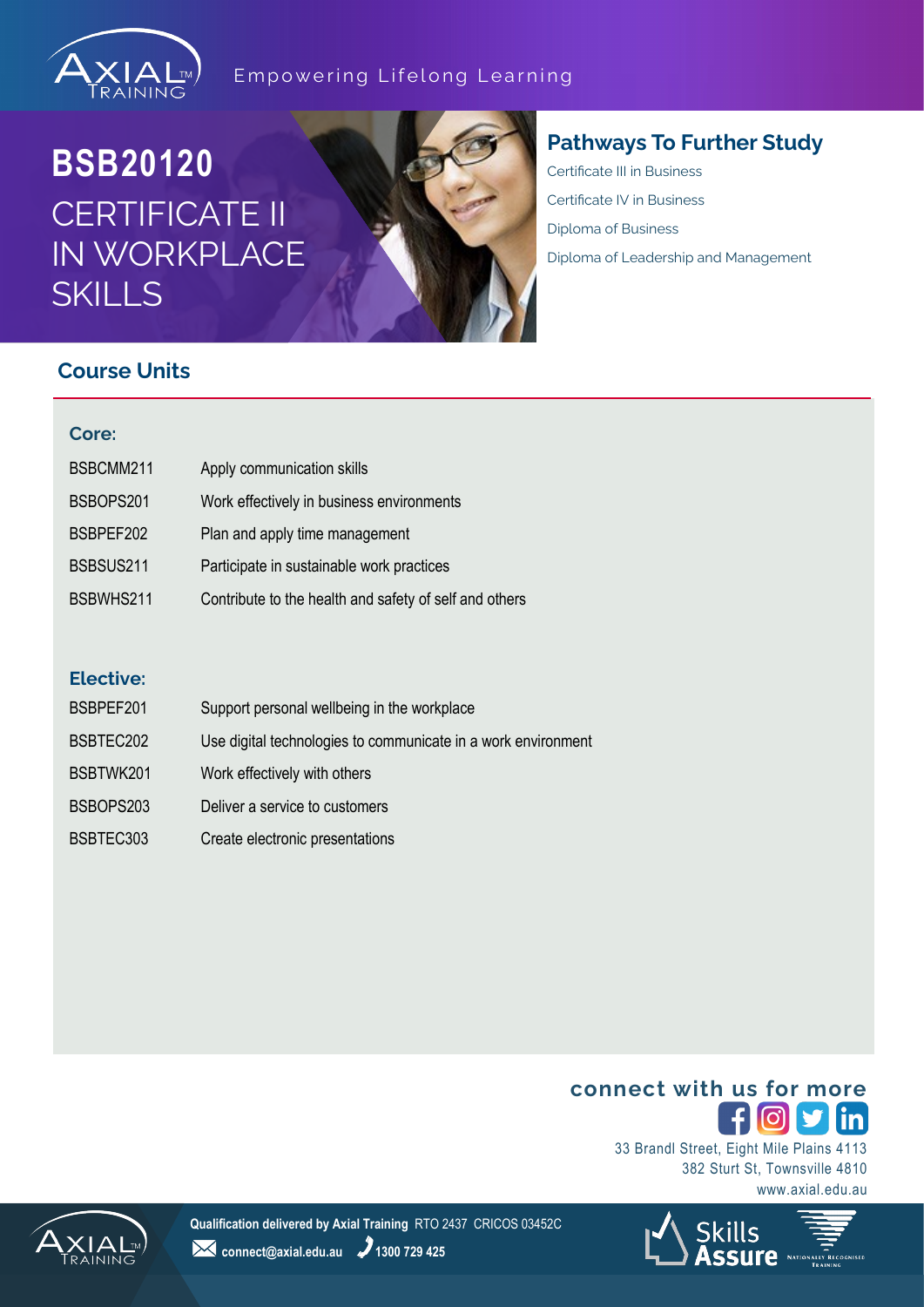Empowering Lifelong Learning

# BSB20120

## CERTIFICATE II IN WORKPLACE SKILLS

## Pathways To Further Study

Certificate III in Business

Certificate IV in Business

Diploma of Business

Diploma of Leadership and Management

## Course Units

### Core:

| | |
|---|---|
| BSBCMM211 | Apply communication skills |
| BSBOPS201 | Work effectively in business environments |
| BSBPEF202 | Plan and apply time management |
| BSBSUS211 | Participate in sustainable work practices |
| BSBWHS211 | Contribute to the health and safety of self and others |

### Elective:

| | |
|---|---|
| BSBPEF201 | Support personal wellbeing in the workplace |
| BSBTEC202 | Use digital technologies to communicate in a work environment |
| BSBTWK201 | Work effectively with others |
| BSBOPS203 | Deliver a service to customers |
| BSBTEC303 | Create electronic presentations |

**connect with us for more**

33 Brandl Street, Eight Mile Plains 4113
382 Sturt St, Townsville 4810
www.axial.edu.au

**Qualification delivered by Axial Training** RTO 2437 CRICOS 03452C

**connect@axial.edu.au** **1300 729 425**